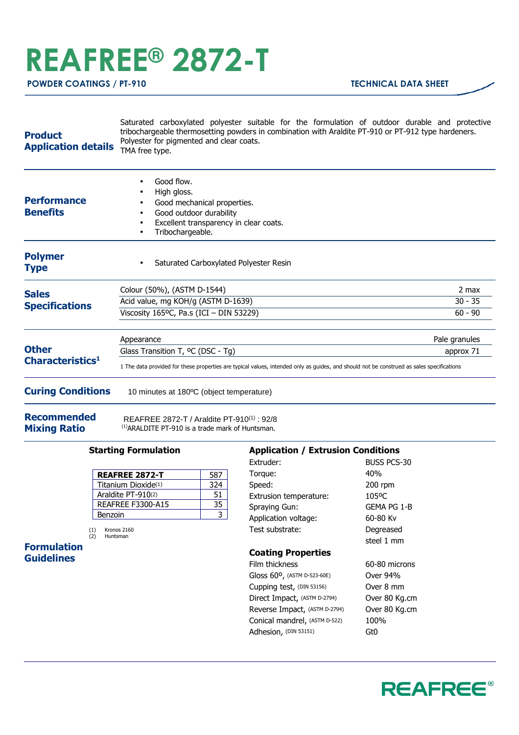# REAFREE® 2872-T

**POWDER COATINGS / PT-910** — **TECHNICAL DATA SHEET**

## Product Application details

Saturated carboxylated polyester suitable for the formulation of outdoor durable and protective tribochargeable thermosetting powders in combination with Araldite PT-910 or PT-912 type hardeners.
Polyester for pigmented and clear coats.
TMA free type.

## Performance Benefits

- Good flow.
- High gloss.
- Good mechanical properties.
- Good outdoor durability
- Excellent transparency in clear coats.
- Tribochargeable.

## Polymer Type

- Saturated Carboxylated Polyester Resin

## Sales Specifications

| Property | Value |
|---|---|
| Colour (50%), (ASTM D-1544) | 2 max |
| Acid value, mg KOH/g (ASTM D-1639) | 30 - 35 |
| Viscosity 165ºC, Pa.s (ICI – DIN 53229) | 60 - 90 |

## Other Characteristics[1]

| Property | Value |
|---|---|
| Appearance | Pale granules |
| Glass Transition T, ºC (DSC - Tg) | approx 71 |

1 The data provided for these properties are typical values, intended only as guides, and should not be construed as sales specifications

## Curing Conditions

10 minutes at 180ºC (object temperature)

## Recommended Mixing Ratio

REAFREE 2872-T / Araldite PT-910[1] : 92/8
[1]ARALDITE PT-910 is a trade mark of Huntsman.

## Formulation Guidelines

### Starting Formulation

| **REAFREE 2872-T** | 587 |
|---|---|
| Titanium Dioxide[1] | 324 |
| Araldite PT-910[2] | 51 |
| REAFREE F3300-A15 | 35 |
| Benzoin | 3 |

(1) Kronos 2160
(2) Huntsman

### Application / Extrusion Conditions

| | |
|---|---|
| Extruder: | BUSS PCS-30 |
| Torque: | 40% |
| Speed: | 200 rpm |
| Extrusion temperature: | 105ºC |
| Spraying Gun: | GEMA PG 1-B |
| Application voltage: | 60-80 Kv |
| Test substrate: | Degreased steel 1 mm |

### Coating Properties

| | |
|---|---|
| Film thickness | 60-80 microns |
| Gloss 60º, (ASTM D-523-60E) | Over 94% |
| Cupping test, (DIN 53156) | Over 8 mm |
| Direct Impact, (ASTM D-2794) | Over 80 Kg.cm |
| Reverse Impact, (ASTM D-2794) | Over 80 Kg.cm |
| Conical mandrel, (ASTM D-522) | 100% |
| Adhesion, (DIN 53151) | Gt0 |

REAFREE®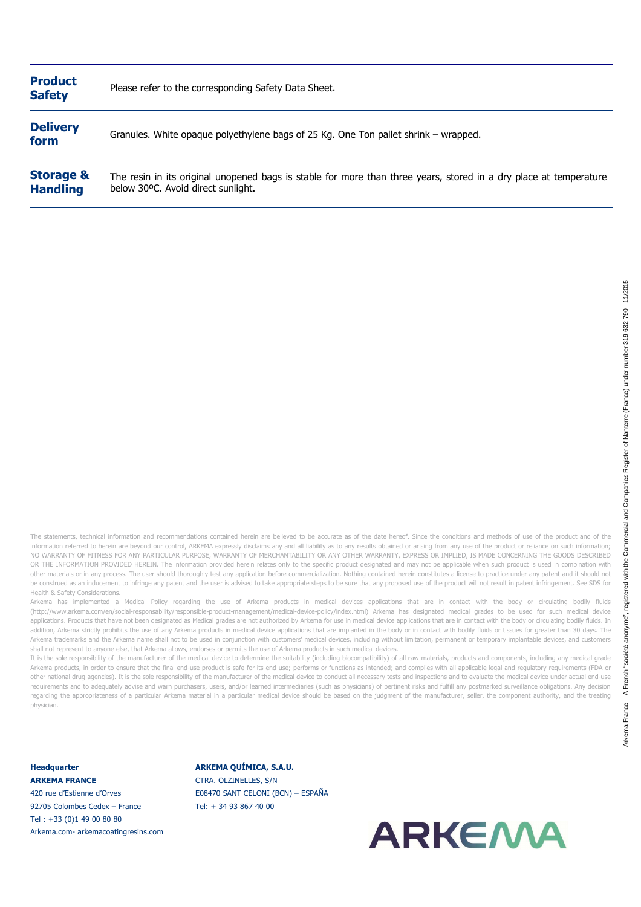| | |
|---|---|
| **Product Safety** | Please refer to the corresponding Safety Data Sheet. |
| **Delivery form** | Granules. White opaque polyethylene bags of 25 Kg. One Ton pallet shrink – wrapped. |
| **Storage & Handling** | The resin in its original unopened bags is stable for more than three years, stored in a dry place at temperature below 30ºC. Avoid direct sunlight. |

The statements, technical information and recommendations contained herein are believed to be accurate as of the date hereof. Since the conditions and methods of use of the product and of the information referred to herein are beyond our control, ARKEMA expressly disclaims any and all liability as to any results obtained or arising from any use of the product or reliance on such information; NO WARRANTY OF FITNESS FOR ANY PARTICULAR PURPOSE, WARRANTY OF MERCHANTABILITY OR ANY OTHER WARRANTY, EXPRESS OR IMPLIED, IS MADE CONCERNING THE GOODS DESCRIBED OR THE INFORMATION PROVIDED HEREIN. The information provided herein relates only to the specific product designated and may not be applicable when such product is used in combination with other materials or in any process. The user should thoroughly test any application before commercialization. Nothing contained herein constitutes a license to practice under any patent and it should not be construed as an inducement to infringe any patent and the user is advised to take appropriate steps to be sure that any proposed use of the product will not result in patent infringement. See SDS for Health & Safety Considerations.

Arkema has implemented a Medical Policy regarding the use of Arkema products in medical devices applications that are in contact with the body or circulating bodily fluids (http://www.arkema.com/en/social-responsability/responsible-product-management/medical-device-policy/index.html) Arkema has designated medical grades to be used for such medical device applications. Products that have not been designated as Medical grades are not authorized by Arkema for use in medical device applications that are in contact with the body or circulating bodily fluids. In addition, Arkema strictly prohibits the use of any Arkema products in medical device applications that are implanted in the body or in contact with bodily fluids or tissues for greater than 30 days. The Arkema trademarks and the Arkema name shall not to be used in conjunction with customers' medical devices, including without limitation, permanent or temporary implantable devices, and customers shall not represent to anyone else, that Arkema allows, endorses or permits the use of Arkema products in such medical devices.

It is the sole responsibility of the manufacturer of the medical device to determine the suitability (including biocompatibility) of all raw materials, products and components, including any medical grade Arkema products, in order to ensure that the final end-use product is safe for its end use; performs or functions as intended; and complies with all applicable legal and regulatory requirements (FDA or other national drug agencies). It is the sole responsibility of the manufacturer of the medical device to conduct all necessary tests and inspections and to evaluate the medical device under actual end-use requirements and to adequately advise and warn purchasers, users, and/or learned intermediaries (such as physicians) of pertinent risks and fulfill any postmarked surveillance obligations. Any decision regarding the appropriateness of a particular Arkema material in a particular medical device should be based on the judgment of the manufacturer, seller, the component authority, and the treating physician.

**Headquarter**
**ARKEMA FRANCE**
420 rue d'Estienne d'Orves
92705 Colombes Cedex – France
Tel : +33 (0)1 49 00 80 80
Arkema.com- arkemacoatingresins.com

**ARKEMA QUÍMICA, S.A.U.**
CTRA. OLZINELLES, S/N
E08470 SANT CELONI (BCN) – ESPAÑA
Tel: + 34 93 867 40 00

ARKEMA

Arkema France – A French "société anonyme", registered with the Commercial and Companies Register of Nanterre (France) under number 319 632 790 11/2015